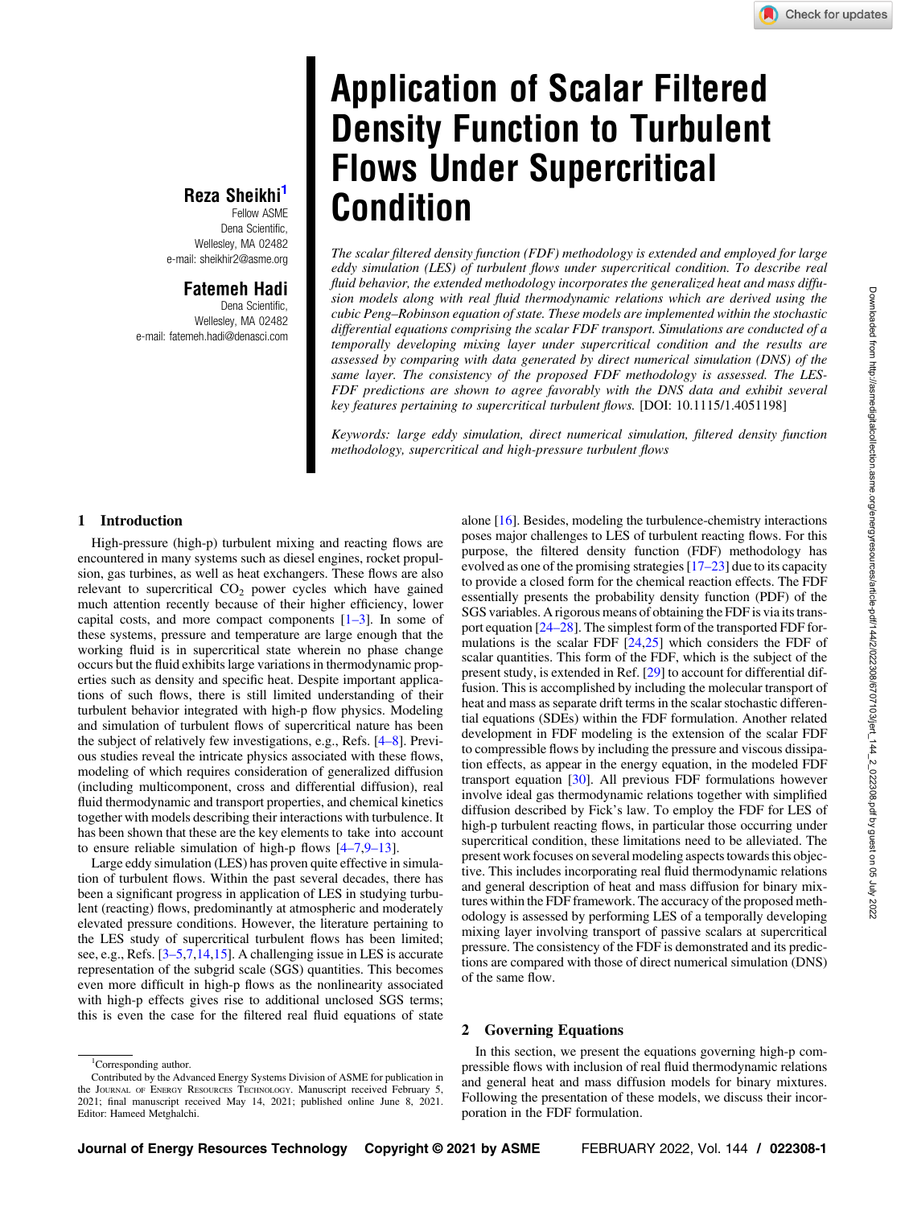# Application of Scalar Filtered Density Function to Turbulent Flows Under Supercritical Condition

**Reza Sheikhi**[1]
Fellow ASME
Dena Scientific,
Wellesley, MA 02482
e-mail: sheikhir2@asme.org

**Fatemeh Hadi**
Dena Scientific,
Wellesley, MA 02482
e-mail: fatemeh.hadi@denasci.com

*The scalar filtered density function (FDF) methodology is extended and employed for large eddy simulation (LES) of turbulent flows under supercritical condition. To describe real fluid behavior, the extended methodology incorporates the generalized heat and mass diffusion models along with real fluid thermodynamic relations which are derived using the cubic Peng–Robinson equation of state. These models are implemented within the stochastic differential equations comprising the scalar FDF transport. Simulations are conducted of a temporally developing mixing layer under supercritical condition and the results are assessed by comparing with data generated by direct numerical simulation (DNS) of the same layer. The consistency of the proposed FDF methodology is assessed. The LES-FDF predictions are shown to agree favorably with the DNS data and exhibit several key features pertaining to supercritical turbulent flows.* [DOI: 10.1115/1.4051198]

*Keywords: large eddy simulation, direct numerical simulation, filtered density function methodology, supercritical and high-pressure turbulent flows*

## 1 Introduction

High-pressure (high-p) turbulent mixing and reacting flows are encountered in many systems such as diesel engines, rocket propulsion, gas turbines, as well as heat exchangers. These flows are also relevant to supercritical $CO_2$ power cycles which have gained much attention recently because of their higher efficiency, lower capital costs, and more compact components [1–3]. In some of these systems, pressure and temperature are large enough that the working fluid is in supercritical state wherein no phase change occurs but the fluid exhibits large variations in thermodynamic properties such as density and specific heat. Despite important applications of such flows, there is still limited understanding of their turbulent behavior integrated with high-p flow physics. Modeling and simulation of turbulent flows of supercritical nature has been the subject of relatively few investigations, e.g., Refs. [4–8]. Previous studies reveal the intricate physics associated with these flows, modeling of which requires consideration of generalized diffusion (including multicomponent, cross and differential diffusion), real fluid thermodynamic and transport properties, and chemical kinetics together with models describing their interactions with turbulence. It has been shown that these are the key elements to take into account to ensure reliable simulation of high-p flows [4–7,9–13].

Large eddy simulation (LES) has proven quite effective in simulation of turbulent flows. Within the past several decades, there has been a significant progress in application of LES in studying turbulent (reacting) flows, predominantly at atmospheric and moderately elevated pressure conditions. However, the literature pertaining to the LES study of supercritical turbulent flows has been limited; see, e.g., Refs. [3–5,7,14,15]. A challenging issue in LES is accurate representation of the subgrid scale (SGS) quantities. This becomes even more difficult in high-p flows as the nonlinearity associated with high-p effects gives rise to additional unclosed SGS terms; this is even the case for the filtered real fluid equations of state alone [16]. Besides, modeling the turbulence-chemistry interactions poses major challenges to LES of turbulent reacting flows. For this purpose, the filtered density function (FDF) methodology has evolved as one of the promising strategies [17–23] due to its capacity to provide a closed form for the chemical reaction effects. The FDF essentially presents the probability density function (PDF) of the SGS variables. A rigorous means of obtaining the FDF is via its transport equation [24–28]. The simplest form of the transported FDF formulations is the scalar FDF [24,25] which considers the FDF of scalar quantities. This form of the FDF, which is the subject of the present study, is extended in Ref. [29] to account for differential diffusion. This is accomplished by including the molecular transport of heat and mass as separate drift terms in the scalar stochastic differential equations (SDEs) within the FDF formulation. Another related development in FDF modeling is the extension of the scalar FDF to compressible flows by including the pressure and viscous dissipation effects, as appear in the energy equation, in the modeled FDF transport equation [30]. All previous FDF formulations however involve ideal gas thermodynamic relations together with simplified diffusion described by Fick's law. To employ the FDF for LES of high-p turbulent reacting flows, in particular those occurring under supercritical condition, these limitations need to be alleviated. The present work focuses on several modeling aspects towards this objective. This includes incorporating real fluid thermodynamic relations and general description of heat and mass diffusion for binary mixtures within the FDF framework. The accuracy of the proposed methodology is assessed by performing LES of a temporally developing mixing layer involving transport of passive scalars at supercritical pressure. The consistency of the FDF is demonstrated and its predictions are compared with those of direct numerical simulation (DNS) of the same flow.

## 2 Governing Equations

In this section, we present the equations governing high-p compressible flows with inclusion of real fluid thermodynamic relations and general heat and mass diffusion models for binary mixtures. Following the presentation of these models, we discuss their incorporation in the FDF formulation.

---

[1] Corresponding author.

Contributed by the Advanced Energy Systems Division of ASME for publication in the Journal of Energy Resources Technology. Manuscript received February 5, 2021; final manuscript received May 14, 2021; published online June 8, 2021. Editor: Hameed Metghalchi.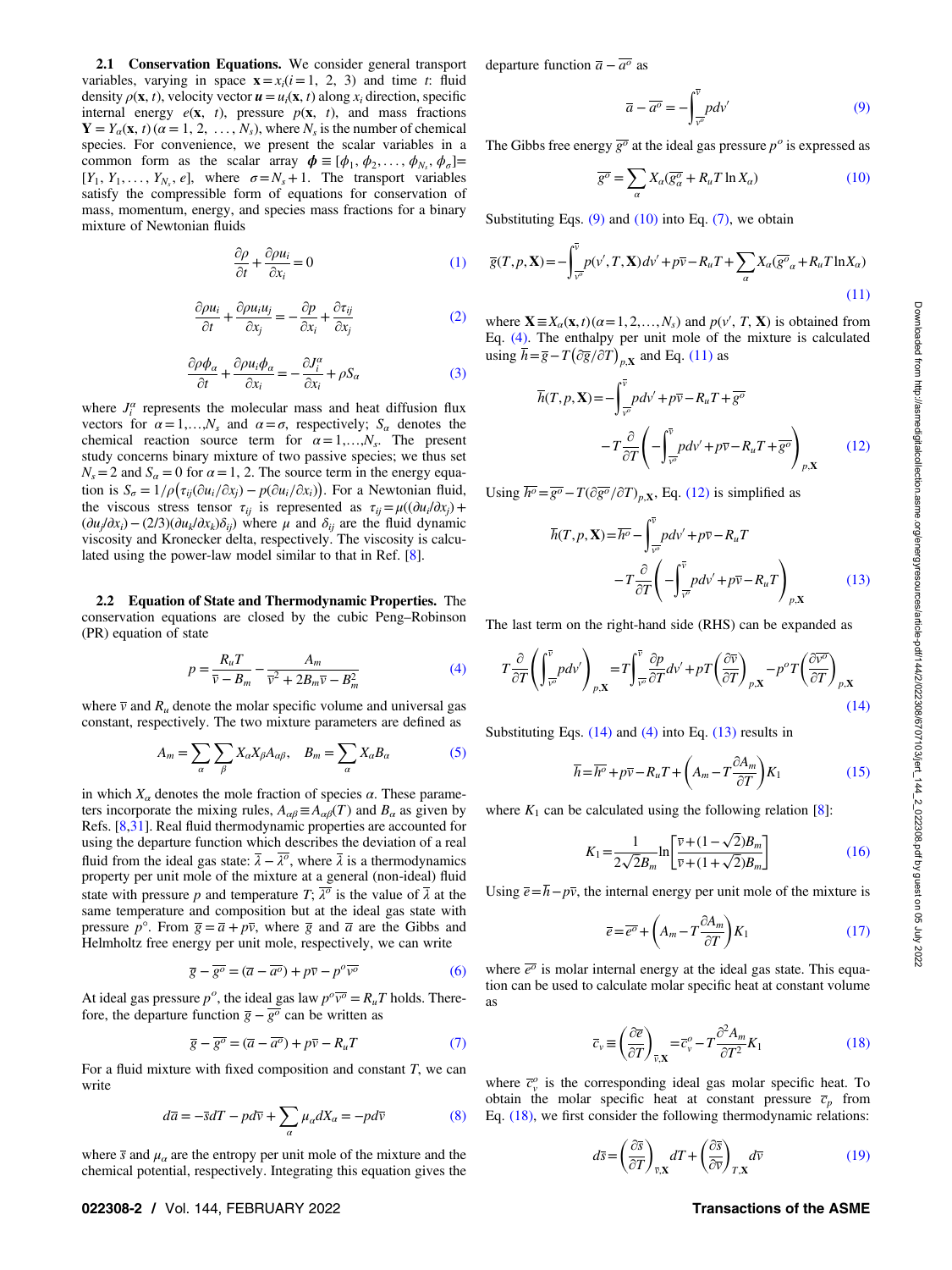**2.1 Conservation Equations.** We consider general transport variables, varying in space $\mathbf{x} = x_i (i = 1, 2, 3)$ and time $t$: fluid density $\rho(\mathbf{x}, t)$, velocity vector $\boldsymbol{u} = u_i(\mathbf{x}, t)$ along $x_i$ direction, specific internal energy $e(\mathbf{x}, t)$, pressure $p(\mathbf{x}, t)$, and mass fractions $\mathbf{Y} = Y_\alpha(\mathbf{x}, t)\, (\alpha = 1, 2, \ldots, N_s)$, where $N_s$ is the number of chemical species. For convenience, we present the scalar variables in a common form as the scalar array $\boldsymbol{\phi} \equiv [\phi_1, \phi_2, \ldots, \phi_{N_s}, \phi_\sigma] = [Y_1, Y_1, \ldots, Y_{N_s}, e]$, where $\sigma = N_s + 1$. The transport variables satisfy the compressible form of equations for conservation of mass, momentum, energy, and species mass fractions for a binary mixture of Newtonian fluids

$$\frac{\partial \rho}{\partial t} + \frac{\partial \rho u_i}{\partial x_i} = 0 \tag{1}$$

$$\frac{\partial \rho u_i}{\partial t} + \frac{\partial \rho u_i u_j}{\partial x_j} = -\frac{\partial p}{\partial x_i} + \frac{\partial \tau_{ij}}{\partial x_j} \tag{2}$$

$$\frac{\partial \rho \phi_\alpha}{\partial t} + \frac{\partial \rho u_i \phi_\alpha}{\partial x_i} = -\frac{\partial J_i^\alpha}{\partial x_i} + \rho S_\alpha \tag{3}$$

where $J_i^\alpha$ represents the molecular mass and heat diffusion flux vectors for $\alpha = 1, \ldots, N_s$ and $\alpha = \sigma$, respectively; $S_\alpha$ denotes the chemical reaction source term for $\alpha = 1, \ldots, N_s$. The present study concerns binary mixture of two passive species; we thus set $N_s = 2$ and $S_\alpha = 0$ for $\alpha = 1, 2$. The source term in the energy equation is $S_\sigma = 1/\rho\left(\tau_{ij}(\partial u_i/\partial x_j) - p(\partial u_i/\partial x_i)\right)$. For a Newtonian fluid, the viscous stress tensor $\tau_{ij}$ is represented as $\tau_{ij} = \mu((\partial u_i/\partial x_j) + (\partial u_j/\partial x_i) - (2/3)(\partial u_k/\partial x_k)\delta_{ij})$ where $\mu$ and $\delta_{ij}$ are the fluid dynamic viscosity and Kronecker delta, respectively. The viscosity is calculated using the power-law model similar to that in Ref. [8].

**2.2 Equation of State and Thermodynamic Properties.** The conservation equations are closed by the cubic Peng–Robinson (PR) equation of state

$$p = \frac{R_u T}{\overline{v} - B_m} - \frac{A_m}{\overline{v}^2 + 2B_m \overline{v} - B_m^2} \tag{4}$$

where $\overline{v}$ and $R_u$ denote the molar specific volume and universal gas constant, respectively. The two mixture parameters are defined as

$$A_m = \sum_\alpha \sum_\beta X_\alpha X_\beta A_{\alpha\beta}, \quad B_m = \sum_\alpha X_\alpha B_\alpha \tag{5}$$

in which $X_\alpha$ denotes the mole fraction of species $\alpha$. These parameters incorporate the mixing rules, $A_{\alpha\beta} \equiv A_{\alpha\beta}(T)$ and $B_\alpha$ as given by Refs. [8,31]. Real fluid thermodynamic properties are accounted for using the departure function which describes the deviation of a real fluid from the ideal gas state: $\overline{\lambda} - \overline{\lambda^o}$, where $\overline{\lambda}$ is a thermodynamics property per unit mole of the mixture at a general (non-ideal) fluid state with pressure $p$ and temperature $T$; $\overline{\lambda^o}$ is the value of $\overline{\lambda}$ at the same temperature and composition but at the ideal gas state with pressure $p^\circ$. From $\overline{g} = \overline{a} + p\overline{v}$, where $\overline{g}$ and $\overline{a}$ are the Gibbs and Helmholtz free energy per unit mole, respectively, we can write

$$\overline{g} - \overline{g^o} = (\overline{a} - \overline{a^o}) + p\overline{v} - p^o \overline{v^o} \tag{6}$$

At ideal gas pressure $p^o$, the ideal gas law $p^o \overline{v^o} = R_u T$ holds. Therefore, the departure function $\overline{g} - \overline{g^o}$ can be written as

$$\overline{g} - \overline{g^o} = (\overline{a} - \overline{a^o}) + p\overline{v} - R_u T \tag{7}$$

For a fluid mixture with fixed composition and constant $T$, we can write

$$d\overline{a} = -\overline{s} dT - p d\overline{v} + \sum_\alpha \mu_\alpha dX_\alpha = -p d\overline{v} \tag{8}$$

where $\overline{s}$ and $\mu_\alpha$ are the entropy per unit mole of the mixture and the chemical potential, respectively. Integrating this equation gives the departure function $\overline{a} - \overline{a^o}$ as

$$\overline{a} - \overline{a^o} = -\int_{\overline{v^o}}^{\overline{v}} p dv' \tag{9}$$

The Gibbs free energy $\overline{g^o}$ at the ideal gas pressure $p^o$ is expressed as

$$\overline{g^o} = \sum_\alpha X_\alpha (\overline{g^o_\alpha} + R_u T \ln X_\alpha) \tag{10}$$

Substituting Eqs. (9) and (10) into Eq. (7), we obtain

$$\overline{g}(T, p, \mathbf{X}) = -\int_{\overline{v^o}}^{\overline{v}} p(v', T, \mathbf{X}) dv' + p\overline{v} - R_u T + \sum_\alpha X_\alpha (\overline{g^o}_\alpha + R_u T \ln X_\alpha) \tag{11}$$

where $\mathbf{X} \equiv X_\alpha(\mathbf{x}, t) (\alpha = 1, 2, \ldots, N_s)$ and $p(v', T, \mathbf{X})$ is obtained from Eq. (4). The enthalpy per unit mole of the mixture is calculated using $\overline{h} = \overline{g} - T(\partial \overline{g}/\partial T)_{p,\mathbf{X}}$ and Eq. (11) as

$$\overline{h}(T, p, \mathbf{X}) = -\int_{\overline{v^o}}^{\overline{v}} p dv' + p\overline{v} - R_u T + \overline{g^o} - T\frac{\partial}{\partial T}\left(-\int_{\overline{v^o}}^{\overline{v}} p dv' + p\overline{v} - R_u T + \overline{g^o}\right)_{p,\mathbf{X}} \tag{12}$$

Using $\overline{h^o} = \overline{g^o} - T(\partial \overline{g^o}/\partial T)_{p,\mathbf{X}}$, Eq. (12) is simplified as

$$\overline{h}(T, p, \mathbf{X}) = \overline{h^o} - \int_{\overline{v^o}}^{\overline{v}} p dv' + p\overline{v} - R_u T - T\frac{\partial}{\partial T}\left(-\int_{\overline{v^o}}^{\overline{v}} p dv' + p\overline{v} - R_u T\right)_{p,\mathbf{X}} \tag{13}$$

The last term on the right-hand side (RHS) can be expanded as

$$T\frac{\partial}{\partial T}\left(\int_{\overline{v^o}}^{\overline{v}} p dv'\right)_{p,\mathbf{X}} = T\int_{\overline{v^o}}^{\overline{v}} \frac{\partial p}{\partial T} dv' + pT\left(\frac{\partial \overline{v}}{\partial T}\right)_{p,\mathbf{X}} - p^o T\left(\frac{\partial \overline{v^o}}{\partial T}\right)_{p,\mathbf{X}} \tag{14}$$

Substituting Eqs. (14) and (4) into Eq. (13) results in

$$\overline{h} = \overline{h^o} + p\overline{v} - R_u T + \left(A_m - T\frac{\partial A_m}{\partial T}\right) K_1 \tag{15}$$

where $K_1$ can be calculated using the following relation [8]:

$$K_1 = \frac{1}{2\sqrt{2}B_m} \ln\left[\frac{\overline{v} + (1 - \sqrt{2})B_m}{\overline{v} + (1 + \sqrt{2})B_m}\right] \tag{16}$$

Using $\overline{e} = \overline{h} - p\overline{v}$, the internal energy per unit mole of the mixture is

$$\overline{e} = \overline{e^o} + \left(A_m - T\frac{\partial A_m}{\partial T}\right) K_1 \tag{17}$$

where $\overline{e^o}$ is molar internal energy at the ideal gas state. This equation can be used to calculate molar specific heat at constant volume as

$$\overline{c}_v \equiv \left(\frac{\partial \overline{e}}{\partial T}\right)_{\overline{v},\mathbf{X}} = \overline{c}_v^o - T\frac{\partial^2 A_m}{\partial T^2} K_1 \tag{18}$$

where $\overline{c}_v^o$ is the corresponding ideal gas molar specific heat. To obtain the molar specific heat at constant pressure $\overline{c}_p$ from Eq. (18), we first consider the following thermodynamic relations:

$$d\overline{s} = \left(\frac{\partial \overline{s}}{\partial T}\right)_{\overline{v},\mathbf{X}} dT + \left(\frac{\partial \overline{s}}{\partial \overline{v}}\right)_{T,\mathbf{X}} d\overline{v} \tag{19}$$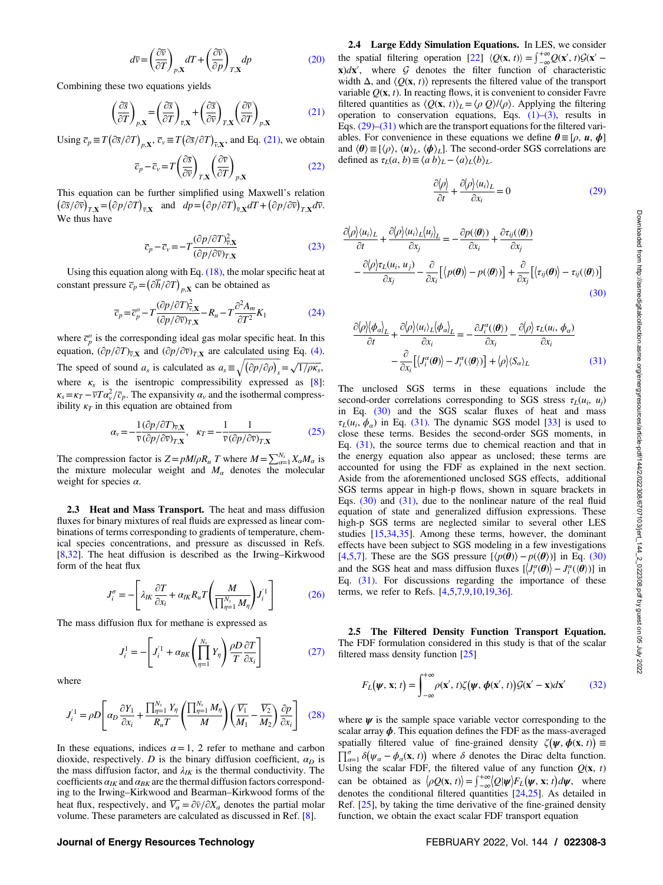$$d\bar{v} = \left(\frac{\partial \bar{v}}{\partial T}\right)_{p,\mathbf{X}} dT + \left(\frac{\partial \bar{v}}{\partial p}\right)_{T,\mathbf{X}} dp \tag{20}$$

Combining these two equations yields

$$\left(\frac{\partial \bar{s}}{\partial T}\right)_{p,\mathbf{X}} = \left(\frac{\partial \bar{s}}{\partial T}\right)_{\bar{v},\mathbf{X}} + \left(\frac{\partial \bar{s}}{\partial \bar{v}}\right)_{T,\mathbf{X}} \left(\frac{\partial \bar{v}}{\partial T}\right)_{p,\mathbf{X}} \tag{21}$$

Using $\bar{c}_p \equiv T\left(\partial \bar{s}/\partial T\right)_{p,\mathbf{X}}$, $\bar{c}_v \equiv T\left(\partial \bar{s}/\partial T\right)_{\bar{v},\mathbf{X}}$, and Eq. (21), we obtain

$$\bar{c}_p - \bar{c}_v = T\left(\frac{\partial \bar{s}}{\partial \bar{v}}\right)_{T,\mathbf{X}} \left(\frac{\partial \bar{v}}{\partial T}\right)_{p,\mathbf{X}} \tag{22}$$

This equation can be further simplified using Maxwell's relation $\left(\partial \bar{s}/\partial \bar{v}\right)_{T,\mathbf{X}} = \left(\partial p/\partial T\right)_{\bar{v},\mathbf{X}}$ and $dp = \left(\partial p/\partial T\right)_{\bar{v},\mathbf{X}} dT + \left(\partial p/\partial \bar{v}\right)_{T,\mathbf{X}} d\bar{v}$. We thus have

$$\bar{c}_p - \bar{c}_v = -T\frac{(\partial p/\partial T)^2_{\bar{v},\mathbf{X}}}{(\partial p/\partial \bar{v})_{T,\mathbf{X}}} \tag{23}$$

Using this equation along with Eq. (18), the molar specific heat at constant pressure $\bar{c}_p = \left(\partial \bar{h}/\partial T\right)_{p,\mathbf{X}}$ can be obtained as

$$\bar{c}_p = \bar{c}_p^o - T\frac{(\partial p/\partial T)^2_{\bar{v},\mathbf{X}}}{(\partial p/\partial \bar{v})_{T,\mathbf{X}}} - R_u - T\frac{\partial^2 A_m}{\partial T^2}K_1 \tag{24}$$

where $\bar{c}_p^o$ is the corresponding ideal gas molar specific heat. In this equation, $(\partial p/\partial T)_{\bar{v},\mathbf{X}}$ and $(\partial p/\partial \bar{v})_{T,\mathbf{X}}$ are calculated using Eq. (4). The speed of sound $a_s$ is calculated as $a_s \equiv \sqrt{\left(\partial p/\partial \rho\right)_s} = \sqrt{1/\rho \kappa_s}$, where $\kappa_s$ is the isentropic compressibility expressed as [8]: $\kappa_s = \kappa_T - \bar{v}T\alpha_v^2/\bar{c}_p$. The expansivity $\alpha_v$ and the isothermal compressibility $\kappa_T$ in this equation are obtained from

$$\alpha_v = -\frac{1}{\bar{v}}\frac{(\partial p/\partial T)_{\bar{v},\mathbf{X}}}{(\partial p/\partial \bar{v})_{T,\mathbf{X}}}, \quad \kappa_T = -\frac{1}{\bar{v}}\frac{1}{(\partial p/\partial \bar{v})_{T,\mathbf{X}}} \tag{25}$$

The compression factor is $Z = pM/\rho R_u T$ where $M = \sum_{\alpha=1}^{N_s} X_\alpha M_\alpha$ is the mixture molecular weight and $M_\alpha$ denotes the molecular weight for species $\alpha$.

### 2.3 Heat and Mass Transport.

The heat and mass diffusion fluxes for binary mixtures of real fluids are expressed as linear combinations of terms corresponding to gradients of temperature, chemical species concentrations, and pressure as discussed in Refs. [8,32]. The heat diffusion is described using the Irwing–Kirkwood form of the heat flux

$$J_i^\sigma = -\left[\lambda_{IK}\frac{\partial T}{\partial x_i} + \alpha_{IK} R_u T\left(\frac{M}{\prod_{\eta=1}^{N_s} M_\eta}\right) J_i^{'1}\right] \tag{26}$$

The mass diffusion flux for methane is expressed as

$$J_i^1 = -\left[J_i^{'1} + \alpha_{BK}\left(\prod_{\eta=1}^{N_s} Y_\eta\right)\frac{\rho D}{T}\frac{\partial T}{\partial x_i}\right] \tag{27}$$

where

$$J_i^{'1} = \rho D\left[\alpha_D \frac{\partial Y_1}{\partial x_i} + \frac{\prod_{\eta=1}^{N_s} Y_\eta}{R_u T}\left(\frac{\prod_{\eta=1}^{N_s} M_\eta}{M}\right)\left(\frac{\overline{V_1}}{M_1} - \frac{\overline{V_2}}{M_2}\right)\frac{\partial p}{\partial x_i}\right] \tag{28}$$

In these equations, indices $\alpha = 1, 2$ refer to methane and carbon dioxide, respectively. $D$ is the binary diffusion coefficient, $\alpha_D$ is the mass diffusion factor, and $\lambda_{IK}$ is the thermal conductivity. The coefficients $\alpha_{IK}$ and $\alpha_{BK}$ are the thermal diffusion factors corresponding to the Irwing–Kirkwood and Bearman–Kirkwood forms of the heat flux, respectively, and $\overline{V_\alpha} = \partial \bar{v}/\partial X_\alpha$ denotes the partial molar volume. These parameters are calculated as discussed in Ref. [8].

### 2.4 Large Eddy Simulation Equations.

In LES, we consider the spatial filtering operation [22] $\langle Q(\mathbf{x}, t)\rangle = \int_{-\infty}^{+\infty} Q(\mathbf{x}', t)\mathcal{G}(\mathbf{x}' - \mathbf{x})d\mathbf{x}'$, where $\mathcal{G}$ denotes the filter function of characteristic width $\Delta$, and $\langle Q(\mathbf{x}, t)\rangle$ represents the filtered value of the transport variable $Q(\mathbf{x}, t)$. In reacting flows, it is convenient to consider Favre filtered quantities as $\langle Q(\mathbf{x}, t)\rangle_L = \langle \rho\, Q\rangle/\langle \rho\rangle$. Applying the filtering operation to conservation equations, Eqs. (1)–(3), results in Eqs. (29)–(31) which are the transport equations for the filtered variables. For convenience in these equations we define $\boldsymbol{\theta} \equiv [\rho, \boldsymbol{u}, \boldsymbol{\phi}]$ and $\langle \boldsymbol{\theta}\rangle \equiv [\langle \rho\rangle, \langle \boldsymbol{u}\rangle_L, \langle \boldsymbol{\phi}\rangle_L]$. The second-order SGS correlations are defined as $\tau_L(a, b) \equiv \langle a\, b\rangle_L - \langle a\rangle_L \langle b\rangle_L$.

$$\frac{\partial \langle \rho\rangle}{\partial t} + \frac{\partial \langle \rho\rangle \langle u_i\rangle_L}{\partial x_i} = 0 \tag{29}$$

$$\begin{aligned}\frac{\partial \langle \rho\rangle \langle u_i\rangle_L}{\partial t} + \frac{\partial \langle \rho\rangle \langle u_i\rangle_L \langle u_j\rangle_L}{\partial x_j} &= -\frac{\partial p(\langle \boldsymbol{\theta}\rangle)}{\partial x_i} + \frac{\partial \tau_{ij}(\langle \boldsymbol{\theta}\rangle)}{\partial x_j} \\ &- \frac{\partial \langle \rho\rangle \tau_L(u_i, u_j)}{\partial x_j} - \frac{\partial}{\partial x_i}\left[\langle p(\boldsymbol{\theta})\rangle - p(\langle \boldsymbol{\theta}\rangle)\right] + \frac{\partial}{\partial x_j}\left[\langle \tau_{ij}(\boldsymbol{\theta})\rangle - \tau_{ij}(\langle \boldsymbol{\theta}\rangle)\right]\end{aligned} \tag{30}$$

$$\begin{aligned}\frac{\partial \langle \rho\rangle \langle \phi_\alpha\rangle_L}{\partial t} + \frac{\partial \langle \rho\rangle \langle u_i\rangle_L \langle \phi_\alpha\rangle_L}{\partial x_i} &= -\frac{\partial J_i^\alpha(\langle \boldsymbol{\theta}\rangle)}{\partial x_i} - \frac{\partial \langle \rho\rangle \tau_L(u_i, \phi_\alpha)}{\partial x_i} \\ &- \frac{\partial}{\partial x_i}\left[\langle J_i^\alpha(\boldsymbol{\theta})\rangle - J_i^\alpha(\langle \boldsymbol{\theta}\rangle)\right] + \langle \rho\rangle \langle S_\alpha\rangle_L\end{aligned} \tag{31}$$

The unclosed SGS terms in these equations include the second-order correlations corresponding to SGS stress $\tau_L(u_i, u_j)$ in Eq. (30) and the SGS scalar fluxes of heat and mass $\tau_L(u_i, \phi_\alpha)$ in Eq. (31). The dynamic SGS model [33] is used to close these terms. Besides the second-order SGS moments, in Eq. (31), the source terms due to chemical reaction and that in the energy equation also appear as unclosed; these terms are accounted for using the FDF as explained in the next section. Aside from the aforementioned unclosed SGS effects, additional SGS terms appear in high-p flows, shown in square brackets in Eqs. (30) and (31), due to the nonlinear nature of the real fluid equation of state and generalized diffusion expressions. These high-p SGS terms are neglected similar to several other LES studies [15,34,35]. Among these terms, however, the dominant effects have been subject to SGS modeling in a few investigations [4,5,7]. These are the SGS pressure $[\langle p(\boldsymbol{\theta})\rangle - p(\langle \boldsymbol{\theta}\rangle)]$ in Eq. (30) and the SGS heat and mass diffusion fluxes $[\langle J_i^\alpha(\boldsymbol{\theta})\rangle - J_i^\alpha(\langle \boldsymbol{\theta}\rangle)]$ in Eq. (31). For discussions regarding the importance of these terms, we refer to Refs. [4,5,7,9,10,19,36].

### 2.5 The Filtered Density Function Transport Equation.

The FDF formulation considered in this study is that of the scalar filtered mass density function [25]

$$F_L(\boldsymbol{\psi}, \mathbf{x}; t) = \int_{-\infty}^{+\infty} \rho(\mathbf{x}', t)\zeta(\boldsymbol{\psi}, \boldsymbol{\phi}(\mathbf{x}', t))\mathcal{G}(\mathbf{x}' - \mathbf{x})d\mathbf{x}' \tag{32}$$

where $\boldsymbol{\psi}$ is the sample space variable vector corresponding to the scalar array $\boldsymbol{\phi}$. This equation defines the FDF as the mass-averaged spatially filtered value of fine-grained density $\zeta(\boldsymbol{\psi}, \boldsymbol{\phi}(\mathbf{x}, t)) \equiv \prod_{\alpha=1}^{\sigma} \delta(\psi_\alpha - \phi_\alpha(\mathbf{x}, t))$ where $\delta$ denotes the Dirac delta function. Using the scalar FDF, the filtered value of any function $Q(\mathbf{x}, t)$ can be obtained as $\langle \rho Q(\mathbf{x}, t)\rangle = \int_{-\infty}^{+\infty} \langle Q|\boldsymbol{\psi}\rangle F_L(\boldsymbol{\psi}, \mathbf{x}; t)d\boldsymbol{\psi}$, where denotes the conditional filtered quantities [24,25]. As detailed in Ref. [25], by taking the time derivative of the fine-grained density function, we obtain the exact scalar FDF transport equation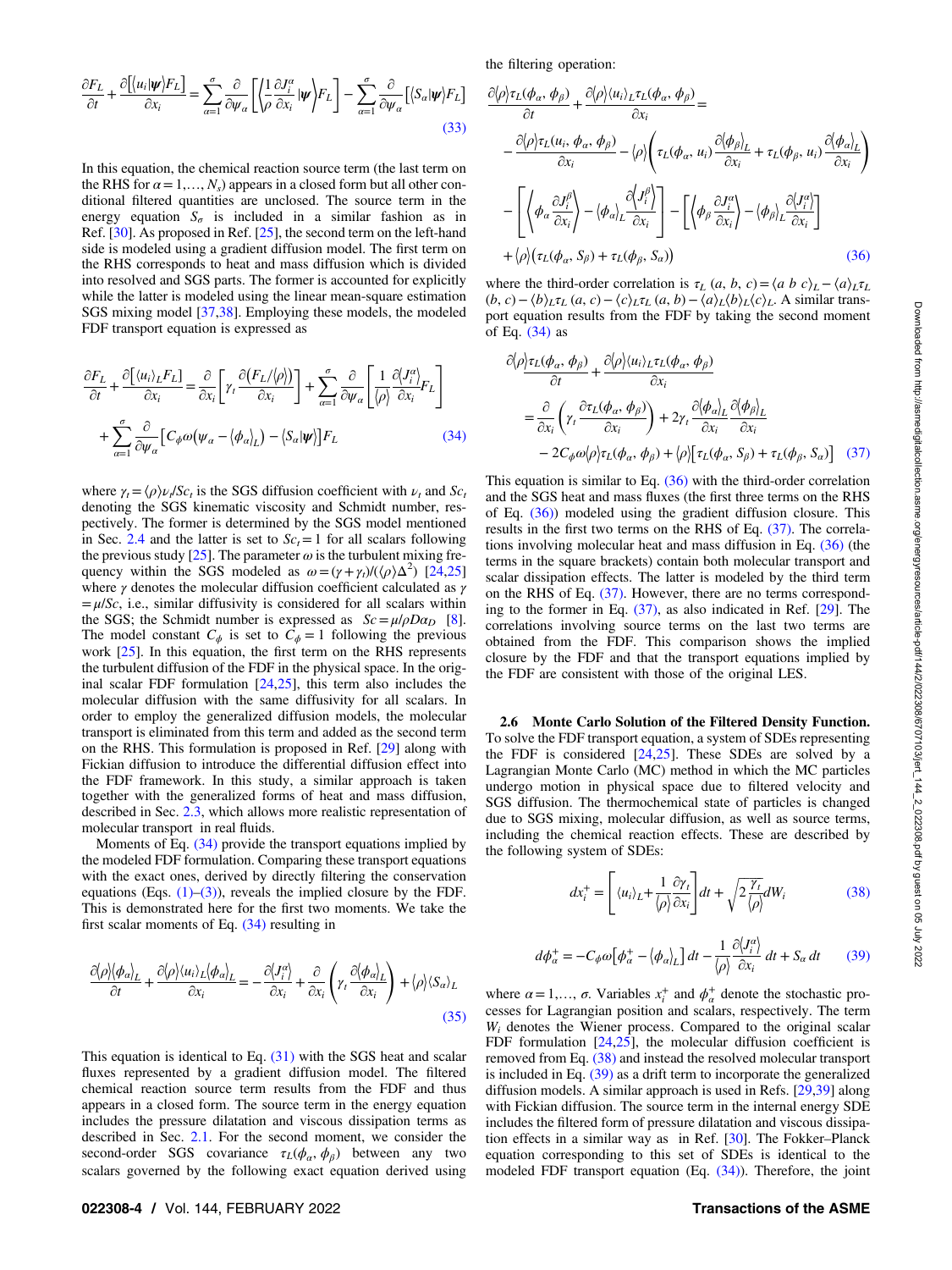$$\frac{\partial F_L}{\partial t} + \frac{\partial\left[\langle u_i|\boldsymbol{\psi}\rangle F_L\right]}{\partial x_i} = \sum_{\alpha=1}^{\sigma}\frac{\partial}{\partial \psi_\alpha}\left[\left\langle \frac{1}{\rho}\frac{\partial J_i^\alpha}{\partial x_i}\middle|\boldsymbol{\psi}\right\rangle F_L\right] - \sum_{\alpha=1}^{\sigma}\frac{\partial}{\partial \psi_\alpha}\left[\langle S_\alpha|\boldsymbol{\psi}\rangle F_L\right] \tag{33}$$

In this equation, the chemical reaction source term (the last term on the RHS for $\alpha = 1,\ldots, N_s$) appears in a closed form but all other conditional filtered quantities are unclosed. The source term in the energy equation $S_\sigma$ is included in a similar fashion as in Ref. [30]. As proposed in Ref. [25], the second term on the left-hand side is modeled using a gradient diffusion model. The first term on the RHS corresponds to heat and mass diffusion which is divided into resolved and SGS parts. The former is accounted for explicitly while the latter is modeled using the linear mean-square estimation SGS mixing model [37,38]. Employing these models, the modeled FDF transport equation is expressed as

$$\frac{\partial F_L}{\partial t} + \frac{\partial\left[\langle u_i\rangle_L F_L\right]}{\partial x_i} = \frac{\partial}{\partial x_i}\left[\gamma_t\frac{\partial\left(F_L/\langle\rho\rangle\right)}{\partial x_i}\right] + \sum_{\alpha=1}^{\sigma}\frac{\partial}{\partial \psi_\alpha}\left[\frac{1}{\langle\rho\rangle}\frac{\partial\langle J_i^\alpha\rangle}{\partial x_i}F_L\right] + \sum_{\alpha=1}^{\sigma}\frac{\partial}{\partial \psi_\alpha}\left[C_\phi\omega\left(\psi_\alpha - \langle\phi_\alpha\rangle_L\right) - \langle S_\alpha|\boldsymbol{\psi}\rangle\right]F_L \tag{34}$$

where $\gamma_t = \langle\rho\rangle\nu_t/Sc_t$ is the SGS diffusion coefficient with $\nu_t$ and $Sc_t$ denoting the SGS kinematic viscosity and Schmidt number, respectively. The former is determined by the SGS model mentioned in Sec. 2.4 and the latter is set to $Sc_t = 1$ for all scalars following the previous study [25]. The parameter $\omega$ is the turbulent mixing frequency within the SGS modeled as $\omega = (\gamma + \gamma_t)/(\langle\rho\rangle\Delta^2)$ [24,25] where $\gamma$ denotes the molecular diffusion coefficient calculated as $\gamma = \mu/Sc$, i.e., similar diffusivity is considered for all scalars within the SGS; the Schmidt number is expressed as $Sc = \mu/\rho D\alpha_D$ [8]. The model constant $C_\phi$ is set to $C_\phi = 1$ following the previous work [25]. In this equation, the first term on the RHS represents the turbulent diffusion of the FDF in the physical space. In the original scalar FDF formulation [24,25], this term also includes the molecular diffusion with the same diffusivity for all scalars. In order to employ the generalized diffusion models, the molecular transport is eliminated from this term and added as the second term on the RHS. This formulation is proposed in Ref. [29] along with Fickian diffusion to introduce the differential diffusion effect into the FDF framework. In this study, a similar approach is taken together with the generalized forms of heat and mass diffusion, described in Sec. 2.3, which allows more realistic representation of molecular transport in real fluids.

Moments of Eq. (34) provide the transport equations implied by the modeled FDF formulation. Comparing these transport equations with the exact ones, derived by directly filtering the conservation equations (Eqs. (1)–(3)), reveals the implied closure by the FDF. This is demonstrated here for the first two moments. We take the first scalar moments of Eq. (34) resulting in

$$\frac{\partial\langle\rho\rangle\langle\phi_\alpha\rangle_L}{\partial t} + \frac{\partial\langle\rho\rangle\langle u_i\rangle_L\langle\phi_\alpha\rangle_L}{\partial x_i} = -\frac{\partial\langle J_i^\alpha\rangle}{\partial x_i} + \frac{\partial}{\partial x_i}\left(\gamma_t\frac{\partial\langle\phi_\alpha\rangle_L}{\partial x_i}\right) + \langle\rho\rangle\langle S_\alpha\rangle_L \tag{35}$$

This equation is identical to Eq. (31) with the SGS heat and scalar fluxes represented by a gradient diffusion model. The filtered chemical reaction source term results from the FDF and thus appears in a closed form. The source term in the energy equation includes the pressure dilatation and viscous dissipation terms as described in Sec. 2.1. For the second moment, we consider the second-order SGS covariance $\tau_L(\phi_\alpha, \phi_\beta)$ between any two scalars governed by the following exact equation derived using the filtering operation:

$$\begin{aligned}
&\frac{\partial\langle\rho\rangle\tau_L(\phi_\alpha,\phi_\beta)}{\partial t} + \frac{\partial\langle\rho\rangle\langle u_i\rangle_L\tau_L(\phi_\alpha,\phi_\beta)}{\partial x_i} = \\
&-\frac{\partial\langle\rho\rangle\tau_L(u_i,\phi_\alpha,\phi_\beta)}{\partial x_i} - \langle\rho\rangle\left(\tau_L(\phi_\alpha,u_i)\frac{\partial\langle\phi_\beta\rangle_L}{\partial x_i} + \tau_L(\phi_\beta,u_i)\frac{\partial\langle\phi_\alpha\rangle_L}{\partial x_i}\right) \\
&-\left[\left\langle\phi_\alpha\frac{\partial J_i^\beta}{\partial x_i}\right\rangle - \langle\phi_\alpha\rangle_L\frac{\partial\langle J_i^\beta\rangle}{\partial x_i}\right] - \left[\left\langle\phi_\beta\frac{\partial J_i^\alpha}{\partial x_i}\right\rangle - \langle\phi_\beta\rangle_L\frac{\partial\langle J_i^\alpha\rangle}{\partial x_i}\right] \\
&+\langle\rho\rangle\left(\tau_L(\phi_\alpha,S_\beta) + \tau_L(\phi_\beta,S_\alpha)\right)
\end{aligned} \tag{36}$$

where the third-order correlation is $\tau_L(a, b, c) = \langle a\, b\, c\rangle_L - \langle a\rangle_L\tau_L(b, c) - \langle b\rangle_L\tau_L(a, c) - \langle c\rangle_L\tau_L(a, b) - \langle a\rangle_L\langle b\rangle_L\langle c\rangle_L$. A similar transport equation results from the FDF by taking the second moment of Eq. (34) as

$$\begin{aligned}
&\frac{\partial\langle\rho\rangle\tau_L(\phi_\alpha,\phi_\beta)}{\partial t} + \frac{\partial\langle\rho\rangle\langle u_i\rangle_L\tau_L(\phi_\alpha,\phi_\beta)}{\partial x_i} \\
&= \frac{\partial}{\partial x_i}\left(\gamma_t\frac{\partial\tau_L(\phi_\alpha,\phi_\beta)}{\partial x_i}\right) + 2\gamma_t\frac{\partial\langle\phi_\alpha\rangle_L}{\partial x_i}\frac{\partial\langle\phi_\beta\rangle_L}{\partial x_i} \\
&\quad - 2C_\phi\omega\langle\rho\rangle\tau_L(\phi_\alpha,\phi_\beta) + \langle\rho\rangle\left[\tau_L(\phi_\alpha,S_\beta) + \tau_L(\phi_\beta,S_\alpha)\right]
\end{aligned} \tag{37}$$

This equation is similar to Eq. (36) with the third-order correlation and the SGS heat and mass fluxes (the first three terms on the RHS of Eq. (36)) modeled using the gradient diffusion closure. This results in the first two terms on the RHS of Eq. (37). The correlations involving molecular heat and mass diffusion in Eq. (36) (the terms in the square brackets) contain both molecular transport and scalar dissipation effects. The latter is modeled by the third term on the RHS of Eq. (37). However, there are no terms corresponding to the former in Eq. (37), as also indicated in Ref. [29]. The correlations involving source terms on the last two terms are obtained from the FDF. This comparison shows the implied closure by the FDF and that the transport equations implied by the FDF are consistent with those of the original LES.

### 2.6 Monte Carlo Solution of the Filtered Density Function.

To solve the FDF transport equation, a system of SDEs representing the FDF is considered [24,25]. These SDEs are solved by a Lagrangian Monte Carlo (MC) method in which the MC particles undergo motion in physical space due to filtered velocity and SGS diffusion. The thermochemical state of particles is changed due to SGS mixing, molecular diffusion, as well as source terms, including the chemical reaction effects. These are described by the following system of SDEs:

$$dx_i^+ = \left[\langle u_i\rangle_L + \frac{1}{\langle\rho\rangle}\frac{\partial\gamma_t}{\partial x_i}\right]dt + \sqrt{2\frac{\gamma_t}{\langle\rho\rangle}}dW_i \tag{38}$$

$$d\phi_\alpha^+ = -C_\phi\omega\left[\phi_\alpha^+ - \langle\phi_\alpha\rangle_L\right]dt - \frac{1}{\langle\rho\rangle}\frac{\partial\langle J_i^\alpha\rangle}{\partial x_i}\,dt + S_\alpha\,dt \tag{39}$$

where $\alpha = 1,\ldots, \sigma$. Variables $x_i^+$ and $\phi_\alpha^+$ denote the stochastic processes for Lagrangian position and scalars, respectively. The term $W_i$ denotes the Wiener process. Compared to the original scalar FDF formulation [24,25], the molecular diffusion coefficient is removed from Eq. (38) and instead the resolved molecular transport is included in Eq. (39) as a drift term to incorporate the generalized diffusion models. A similar approach is used in Refs. [29,39] along with Fickian diffusion. The source term in the internal energy SDE includes the filtered form of pressure dilatation and viscous dissipation effects in a similar way as in Ref. [30]. The Fokker–Planck equation corresponding to this set of SDEs is identical to the modeled FDF transport equation (Eq. (34)). Therefore, the joint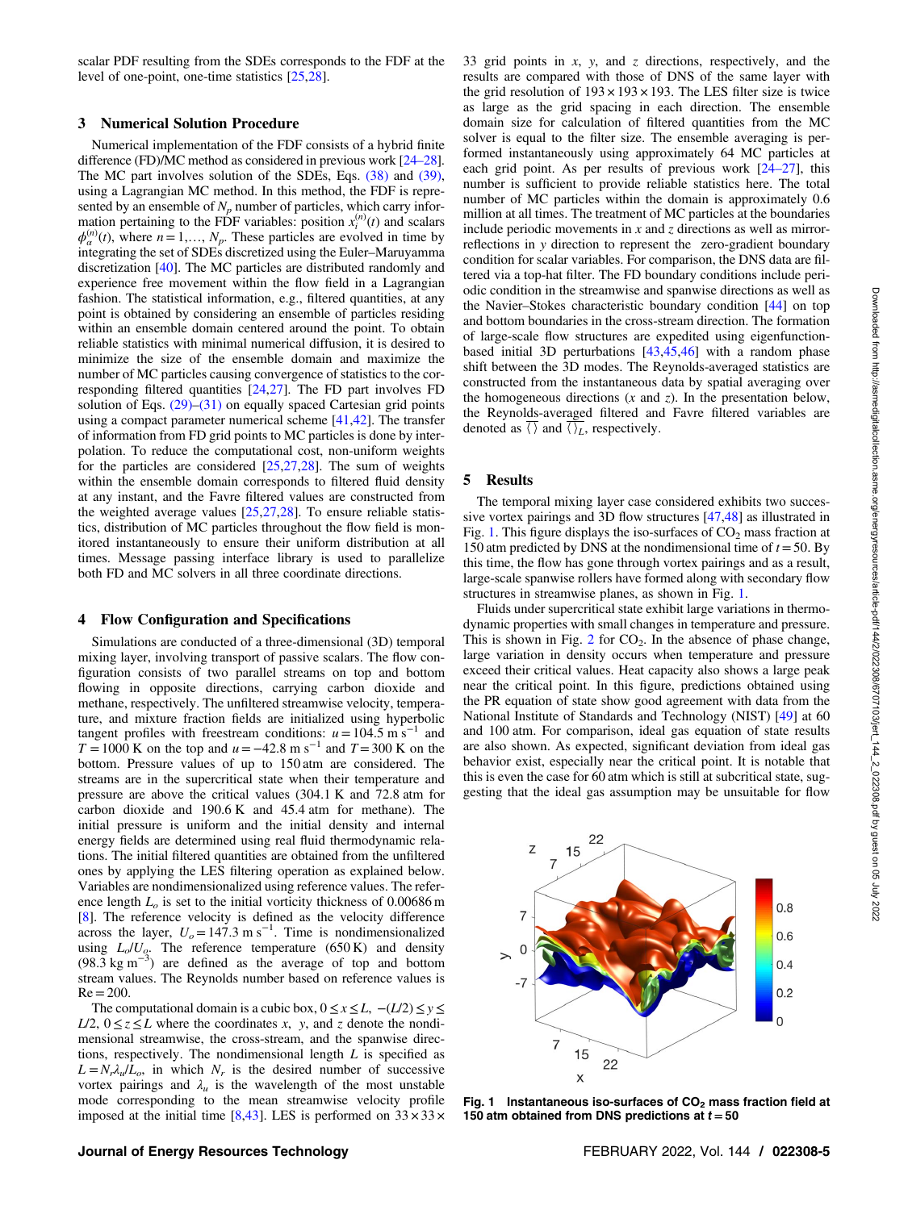scalar PDF resulting from the SDEs corresponds to the FDF at the level of one-point, one-time statistics [25,28].

## 3 Numerical Solution Procedure

Numerical implementation of the FDF consists of a hybrid finite difference (FD)/MC method as considered in previous work [24–28]. The MC part involves solution of the SDEs, Eqs. (38) and (39), using a Lagrangian MC method. In this method, the FDF is represented by an ensemble of $N_p$ number of particles, which carry information pertaining to the FDF variables: position $x_i^{(n)}(t)$ and scalars $\phi_\alpha^{(n)}(t)$, where $n = 1, \ldots, N_p$. These particles are evolved in time by integrating the set of SDEs discretized using the Euler–Maruyamma discretization [40]. The MC particles are distributed randomly and experience free movement within the flow field in a Lagrangian fashion. The statistical information, e.g., filtered quantities, at any point is obtained by considering an ensemble of particles residing within an ensemble domain centered around the point. To obtain reliable statistics with minimal numerical diffusion, it is desired to minimize the size of the ensemble domain and maximize the number of MC particles causing convergence of statistics to the corresponding filtered quantities [24,27]. The FD part involves FD solution of Eqs. (29)–(31) on equally spaced Cartesian grid points using a compact parameter numerical scheme [41,42]. The transfer of information from FD grid points to MC particles is done by interpolation. To reduce the computational cost, non-uniform weights for the particles are considered [25,27,28]. The sum of weights within the ensemble domain corresponds to filtered fluid density at any instant, and the Favre filtered values are constructed from the weighted average values [25,27,28]. To ensure reliable statistics, distribution of MC particles throughout the flow field is monitored instantaneously to ensure their uniform distribution at all times. Message passing interface library is used to parallelize both FD and MC solvers in all three coordinate directions.

## 4 Flow Configuration and Specifications

Simulations are conducted of a three-dimensional (3D) temporal mixing layer, involving transport of passive scalars. The flow configuration consists of two parallel streams on top and bottom flowing in opposite directions, carrying carbon dioxide and methane, respectively. The unfiltered streamwise velocity, temperature, and mixture fraction fields are initialized using hyperbolic tangent profiles with freestream conditions: $u = 104.5\ \mathrm{m\,s^{-1}}$ and $T = 1000$ K on the top and $u = -42.8\ \mathrm{m\,s^{-1}}$ and $T = 300$ K on the bottom. Pressure values of up to 150 atm are considered. The streams are in the supercritical state when their temperature and pressure are above the critical values (304.1 K and 72.8 atm for carbon dioxide and 190.6 K and 45.4 atm for methane). The initial pressure is uniform and the initial density and internal energy fields are determined using real fluid thermodynamic relations. The initial filtered quantities are obtained from the unfiltered ones by applying the LES filtering operation as explained below. Variables are nondimensionalized using reference values. The reference length $L_o$ is set to the initial vorticity thickness of 0.00686 m [8]. The reference velocity is defined as the velocity difference across the layer, $U_o = 147.3\ \mathrm{m\,s^{-1}}$. Time is nondimensionalized using $L_o/U_o$. The reference temperature (650 K) and density ($98.3\ \mathrm{kg\,m^{-3}}$) are defined as the average of top and bottom stream values. The Reynolds number based on reference values is Re = 200.

The computational domain is a cubic box, $0 \le x \le L$, $-(L/2) \le y \le L/2$, $0 \le z \le L$ where the coordinates $x$, $y$, and $z$ denote the nondimensional streamwise, the cross-stream, and the spanwise directions, respectively. The nondimensional length $L$ is specified as $L = N_r \lambda_u / L_o$, in which $N_r$ is the desired number of successive vortex pairings and $\lambda_u$ is the wavelength of the most unstable mode corresponding to the mean streamwise velocity profile imposed at the initial time [8,43]. LES is performed on $33 \times 33 \times 33$ grid points in $x$, $y$, and $z$ directions, respectively, and the results are compared with those of DNS of the same layer with the grid resolution of $193 \times 193 \times 193$. The LES filter size is twice as large as the grid spacing in each direction. The ensemble domain size for calculation of filtered quantities from the MC solver is equal to the filter size. The ensemble averaging is performed instantaneously using approximately 64 MC particles at each grid point. As per results of previous work [24–27], this number is sufficient to provide reliable statistics here. The total number of MC particles within the domain is approximately 0.6 million at all times. The treatment of MC particles at the boundaries include periodic movements in $x$ and $z$ directions as well as mirror-reflections in $y$ direction to represent the zero-gradient boundary condition for scalar variables. For comparison, the DNS data are filtered via a top-hat filter. The FD boundary conditions include periodic condition in the streamwise and spanwise directions as well as the Navier–Stokes characteristic boundary condition [44] on top and bottom boundaries in the cross-stream direction. The formation of large-scale flow structures are expedited using eigenfunction-based initial 3D perturbations [43,45,46] with a random phase shift between the 3D modes. The Reynolds-averaged statistics are constructed from the instantaneous data by spatial averaging over the homogeneous directions ($x$ and $z$). In the presentation below, the Reynolds-averaged filtered and Favre filtered variables are denoted as $\overline{\langle\,\rangle}$ and $\overline{\langle\,\rangle_L}$, respectively.

## 5 Results

The temporal mixing layer case considered exhibits two successive vortex pairings and 3D flow structures [47,48] as illustrated in Fig. 1. This figure displays the iso-surfaces of $CO_2$ mass fraction at 150 atm predicted by DNS at the nondimensional time of $t = 50$. By this time, the flow has gone through vortex pairings and as a result, large-scale spanwise rollers have formed along with secondary flow structures in streamwise planes, as shown in Fig. 1.

Fluids under supercritical state exhibit large variations in thermodynamic properties with small changes in temperature and pressure. This is shown in Fig. 2 for $CO_2$. In the absence of phase change, large variation in density occurs when temperature and pressure exceed their critical values. Heat capacity also shows a large peak near the critical point. In this figure, predictions obtained using the PR equation of state show good agreement with data from the National Institute of Standards and Technology (NIST) [49] at 60 and 100 atm. For comparison, ideal gas equation of state results are also shown. As expected, significant deviation from ideal gas behavior exist, especially near the critical point. It is notable that this is even the case for 60 atm which is still at subcritical state, suggesting that the ideal gas assumption may be unsuitable for flow

**Fig. 1 Instantaneous iso-surfaces of $CO_2$ mass fraction field at 150 atm obtained from DNS predictions at $t = 50$**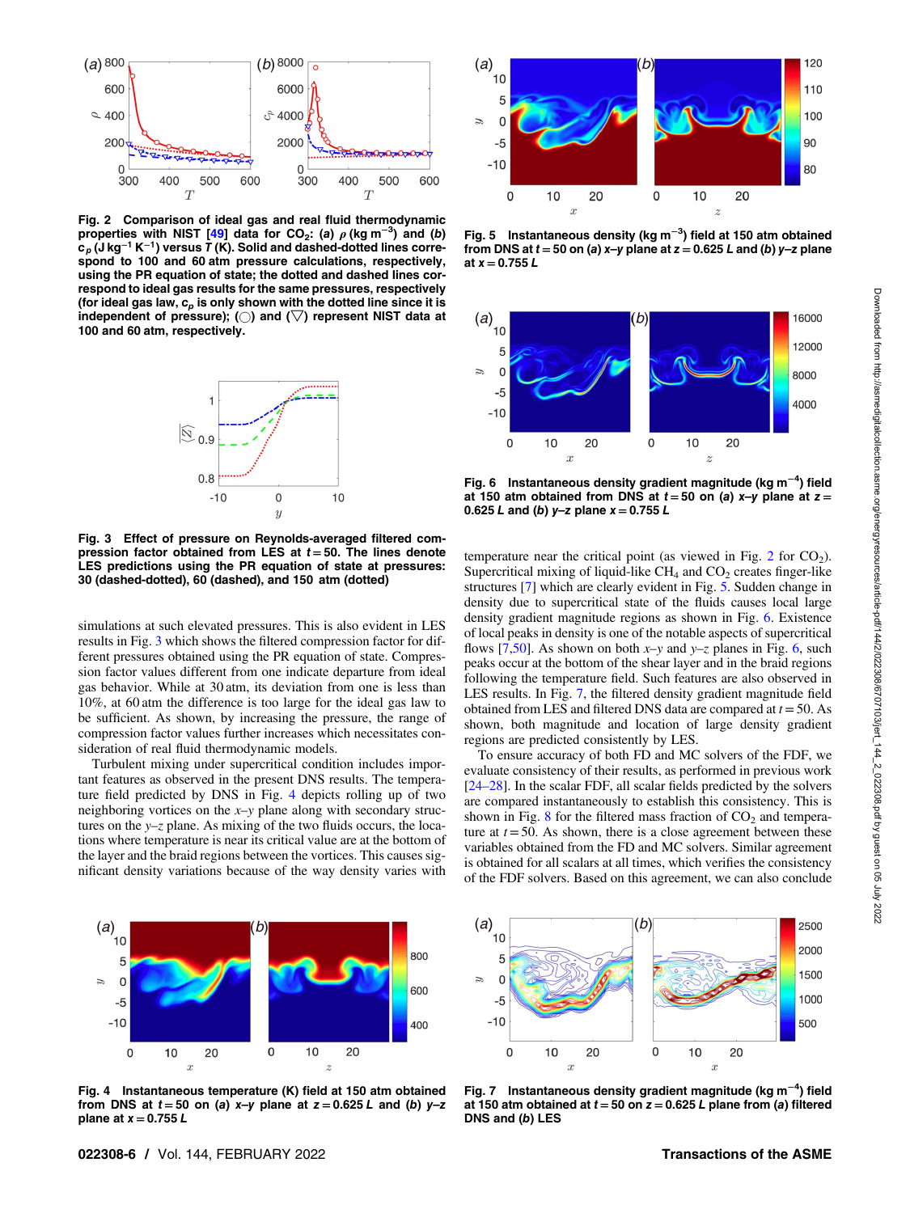**Fig. 2 Comparison of ideal gas and real fluid thermodynamic properties with NIST [49] data for $CO_2$: (a) $\rho$ (kg m$^{-3}$) and (b) $c_p$ (J kg$^{-1}$ K$^{-1}$) versus $T$ (K). Solid and dashed-dotted lines correspond to 100 and 60 atm pressure calculations, respectively, using the PR equation of state; the dotted and dashed lines correspond to ideal gas results for the same pressures, respectively (for ideal gas law, $c_p$ is only shown with the dotted line since it is independent of pressure); (◯) and (▽) represent NIST data at 100 and 60 atm, respectively.**

**Fig. 3 Effect of pressure on Reynolds-averaged filtered compression factor obtained from LES at $t = 50$. The lines denote LES predictions using the PR equation of state at pressures: 30 (dashed-dotted), 60 (dashed), and 150 atm (dotted)**

simulations at such elevated pressures. This is also evident in LES results in Fig. 3 which shows the filtered compression factor for different pressures obtained using the PR equation of state. Compression factor values different from one indicate departure from ideal gas behavior. While at 30 atm, its deviation from one is less than 10%, at 60 atm the difference is too large for the ideal gas law to be sufficient. As shown, by increasing the pressure, the range of compression factor values further increases which necessitates consideration of real fluid thermodynamic models.

Turbulent mixing under supercritical condition includes important features as observed in the present DNS results. The temperature field predicted by DNS in Fig. 4 depicts rolling up of two neighboring vortices on the $x$–$y$ plane along with secondary structures on the $y$–$z$ plane. As mixing of the two fluids occurs, the locations where temperature is near its critical value are at the bottom of the layer and the braid regions between the vortices. This causes significant density variations because of the way density varies with temperature near the critical point (as viewed in Fig. 2 for $CO_2$). Supercritical mixing of liquid-like $CH_4$ and $CO_2$ creates finger-like structures [7] which are clearly evident in Fig. 5. Sudden change in density due to supercritical state of the fluids causes local large density gradient magnitude regions as shown in Fig. 6. Existence of local peaks in density is one of the notable aspects of supercritical flows [7,50]. As shown on both $x$–$y$ and $y$–$z$ planes in Fig. 6, such peaks occur at the bottom of the shear layer and in the braid regions following the temperature field. Such features are also observed in LES results. In Fig. 7, the filtered density gradient magnitude field obtained from LES and filtered DNS data are compared at $t = 50$. As shown, both magnitude and location of large density gradient regions are predicted consistently by LES.

To ensure accuracy of both FD and MC solvers of the FDF, we evaluate consistency of their results, as performed in previous work [24–28]. In the scalar FDF, all scalar fields predicted by the solvers are compared instantaneously to establish this consistency. This is shown in Fig. 8 for the filtered mass fraction of $CO_2$ and temperature at $t = 50$. As shown, there is a close agreement between these variables obtained from the FD and MC solvers. Similar agreement is obtained for all scalars at all times, which verifies the consistency of the FDF solvers. Based on this agreement, we can also conclude

**Fig. 5 Instantaneous density (kg m$^{-3}$) field at 150 atm obtained from DNS at $t = 50$ on (a) $x$–$y$ plane at $z = 0.625\,L$ and (b) $y$–$z$ plane at $x = 0.755\,L$**

**Fig. 6 Instantaneous density gradient magnitude (kg m$^{-4}$) field at 150 atm obtained from DNS at $t = 50$ on (a) $x$–$y$ plane at $z = 0.625\,L$ and (b) $y$–$z$ plane $x = 0.755\,L$**

**Fig. 4 Instantaneous temperature (K) field at 150 atm obtained from DNS at $t = 50$ on (a) $x$–$y$ plane at $z = 0.625\,L$ and (b) $y$–$z$ plane at $x = 0.755\,L$**

**Fig. 7 Instantaneous density gradient magnitude (kg m$^{-4}$) field at 150 atm obtained at $t = 50$ on $z = 0.625\,L$ plane from (a) filtered DNS and (b) LES**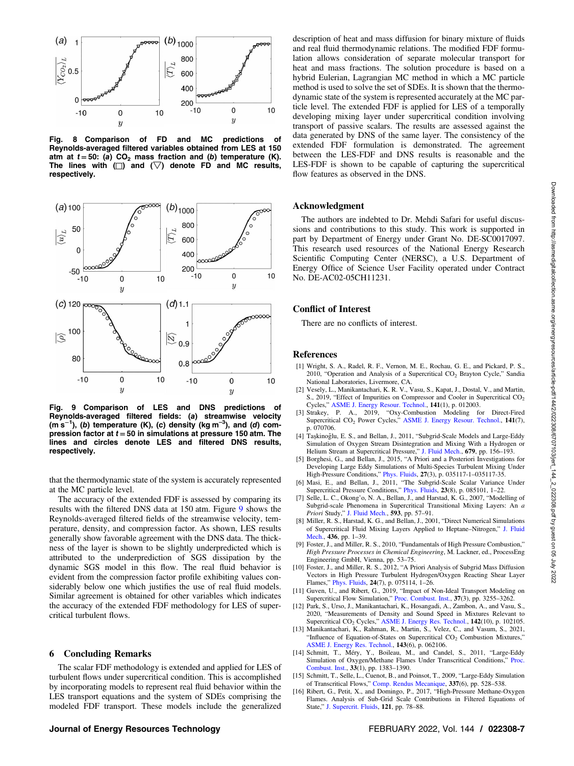Fig. 8 Comparison of FD and MC predictions of Reynolds-averaged filtered variables obtained from LES at 150 atm at $t = 50$: (*a*) $CO_2$ mass fraction and (*b*) temperature (K). The lines with (□) and (▽) denote FD and MC results, respectively.

Fig. 9 Comparison of LES and DNS predictions of Reynolds-averaged filtered fields: (*a*) streamwise velocity (m s$^{-1}$), (*b*) temperature (K), (*c*) density (kg m$^{-3}$), and (*d*) compression factor at $t = 50$ in simulations at pressure 150 atm. The lines and circles denote LES and filtered DNS results, respectively.

that the thermodynamic state of the system is accurately represented at the MC particle level.

The accuracy of the extended FDF is assessed by comparing its results with the filtered DNS data at 150 atm. Figure 9 shows the Reynolds-averaged filtered fields of the streamwise velocity, temperature, density, and compression factor. As shown, LES results generally show favorable agreement with the DNS data. The thickness of the layer is shown to be slightly underpredicted which is attributed to the underprediction of SGS dissipation by the dynamic SGS model in this flow. The real fluid behavior is evident from the compression factor profile exhibiting values considerably below one which justifies the use of real fluid models. Similar agreement is obtained for other variables which indicates the accuracy of the extended FDF methodology for LES of supercritical turbulent flows.

## 6 Concluding Remarks

The scalar FDF methodology is extended and applied for LES of turbulent flows under supercritical condition. This is accomplished by incorporating models to represent real fluid behavior within the LES transport equations and the system of SDEs comprising the modeled FDF transport. These models include the generalized description of heat and mass diffusion for binary mixture of fluids and real fluid thermodynamic relations. The modified FDF formulation allows consideration of separate molecular transport for heat and mass fractions. The solution procedure is based on a hybrid Eulerian, Lagrangian MC method in which a MC particle method is used to solve the set of SDEs. It is shown that the thermodynamic state of the system is represented accurately at the MC particle level. The extended FDF is applied for LES of a temporally developing mixing layer under supercritical condition involving transport of passive scalars. The results are assessed against the data generated by DNS of the same layer. The consistency of the extended FDF formulation is demonstrated. The agreement between the LES-FDF and DNS results is reasonable and the LES-FDF is shown to be capable of capturing the supercritical flow features as observed in the DNS.

## Acknowledgment

The authors are indebted to Dr. Mehdi Safari for useful discussions and contributions to this study. This work is supported in part by Department of Energy under Grant No. DE-SC0017097. This research used resources of the National Energy Research Scientific Computing Center (NERSC), a U.S. Department of Energy Office of Science User Facility operated under Contract No. DE-AC02-05CH11231.

## Conflict of Interest

There are no conflicts of interest.

## References

[1] Wright, S. A., Radel, R. F., Vernon, M. E., Rochau, G. E., and Pickard, P. S., 2010, "Operation and Analysis of a Supercritical $CO_2$ Brayton Cycle," Sandia National Laboratories, Livermore, CA.

[2] Vesely, L., Manikantachari, K. R. V., Vasu, S., Kapat, J., Dostal, V., and Martin, S., 2019, "Effect of Impurities on Compressor and Cooler in Supercritical $CO_2$ Cycles," ASME J. Energy Resour. Technol., **141**(1), p. 012003.

[3] Strakey, P. A., 2019, "Oxy-Combustion Modeling for Direct-Fired Supercritical $CO_2$ Power Cycles," ASME J. Energy Resour. Technol., **141**(7), p. 070706.

[4] Taşkinoğlu, E. S., and Bellan, J., 2011, "Subgrid-Scale Models and Large-Eddy Simulation of Oxygen Stream Disintegration and Mixing With a Hydrogen or Helium Stream at Supercritical Pressure," J. Fluid Mech., **679**, pp. 156–193.

[5] Borghesi, G., and Bellan, J., 2015, "A Priori and a Posteriori Investigations for Developing Large Eddy Simulations of Multi-Species Turbulent Mixing Under High-Pressure Conditions," Phys. Fluids, **27**(3), p. 035117-1–035117-35.

[6] Masi, E., and Bellan, J., 2011, "The Subgrid-Scale Scalar Variance Under Supercritical Pressure Conditions," Phys. Fluids, **23**(8), p. 085101, 1–22.

[7] Selle, L. C., Okong'o, N. A., Bellan, J., and Harstad, K. G., 2007, "Modelling of Subgrid-scale Phenomena in Supercritical Transitional Mixing Layers: An *a Priori* Study," J. Fluid Mech., **593**, pp. 57–91.

[8] Miller, R. S., Harstad, K. G., and Bellan, J., 2001, "Direct Numerical Simulations of Supercritical Fluid Mixing Layers Applied to Heptane–Nitrogen," J. Fluid Mech., **436**, pp. 1–39.

[9] Foster, J., and Miller, R. S., 2010, "Fundamentals of High Pressure Combustion," *High Pressure Processes in Chemical Engineering*, M. Lackner, ed., ProcessEng Engineering GmbH, Vienna, pp. 53–75.

[10] Foster, J., and Miller, R. S., 2012, "A Priori Analysis of Subgrid Mass Diffusion Vectors in High Pressure Turbulent Hydrogen/Oxygen Reacting Shear Layer Flames," Phys. Fluids, **24**(7), p. 075114, 1–26.

[11] Guven, U., and Ribert, G., 2019, "Impact of Non-Ideal Transport Modeling on Supercritical Flow Simulation," Proc. Combust. Inst., **37**(3), pp. 3255–3262.

[12] Park, S., Urso, J., Manikantachari, K., Hosangadi, A., Zambon, A., and Vasu, S., 2020, "Measurements of Density and Sound Speed in Mixtures Relevant to Supercritical $CO_2$ Cycles," ASME J. Energy Res. Technol., **142**(10), pp. 102105.

[13] Manikantachari, K., Rahman, R., Martin, S., Velez, C., and Vasum, S., 2021, "Influence of Equation-of-States on Supercritical $CO_2$ Combustion Mixtures," ASME J. Energy Res. Technol., **143**(6), p. 062106.

[14] Schmitt, T., Méry, Y., Boileau, M., and Candel, S., 2011, "Large-Eddy Simulation of Oxygen/Methane Flames Under Transcritical Conditions," Proc. Combust. Inst., **33**(1), pp. 1383–1390.

[15] Schmitt, T., Selle, L., Cuenot, B., and Poinsot, T., 2009, "Large-Eddy Simulation of Transcritical Flows," Comp. Rendus Mecanique, **337**(6), pp. 528–538.

[16] Ribert, G., Petit, X., and Domingo, P., 2017, "High-Pressure Methane-Oxygen Flames. Analysis of Sub-Grid Scale Contributions in Filtered Equations of State," J. Supercrit. Fluids, **121**, pp. 78–88.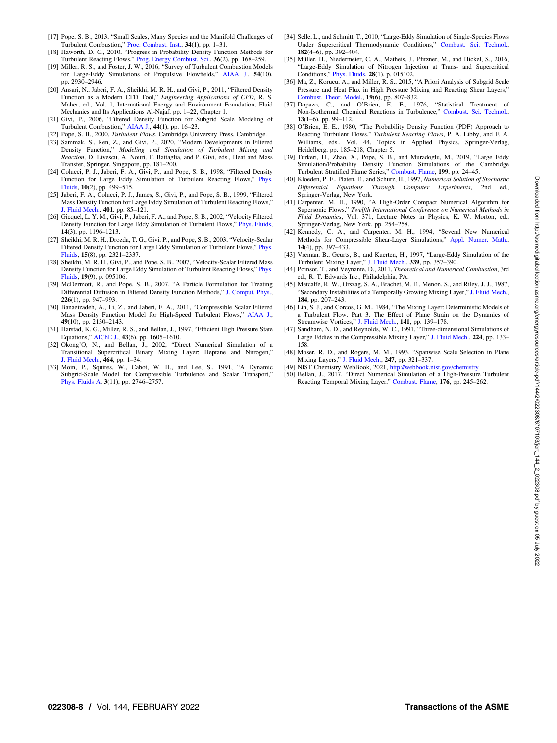[17] Pope, S. B., 2013, "Small Scales, Many Species and the Manifold Challenges of Turbulent Combustion," Proc. Combust. Inst., **34**(1), pp. 1–31.

[18] Haworth, D. C., 2010, "Progress in Probability Density Function Methods for Turbulent Reacting Flows," Prog. Energy Combust. Sci., **36**(2), pp. 168–259.

[19] Miller, R. S., and Foster, J. W., 2016, "Survey of Turbulent Combustion Models for Large-Eddy Simulations of Propulsive Flowfields," AIAA J., **54**(10), pp. 2930–2946.

[20] Ansari, N., Jaberi, F. A., Sheikhi, M. R. H., and Givi, P., 2011, "Filtered Density Function as a Modern CFD Tool," *Engineering Applications of CFD*, R. S. Maher, ed., Vol. 1, International Energy and Environment Foundation, Fluid Mechanics and Its Applications Al-Najaf, pp. 1–22, Chapter 1.

[21] Givi, P., 2006, "Filtered Density Function for Subgrid Scale Modeling of Turbulent Combustion," AIAA J., **44**(1), pp. 16–23.

[22] Pope, S. B., 2000, *Turbulent Flows*, Cambridge University Press, Cambridge.

[23] Sammak, S., Ren, Z., and Givi, P., 2020, "Modern Developments in Filtered Density Function," *Modeling and Simulation of Turbulent Mixing and Reaction*, D. Livescu, A. Nouri, F. Battaglia, and P. Givi, eds., Heat and Mass Transfer, Springer, Singapore, pp. 181–200.

[24] Colucci, P. J., Jaberi, F. A., Givi, P., and Pope, S. B., 1998, "Filtered Density Function for Large Eddy Simulation of Turbulent Reacting Flows," Phys. Fluids, **10**(2), pp. 499–515.

[25] Jaberi, F. A., Colucci, P. J., James, S., Givi, P., and Pope, S. B., 1999, "Filtered Mass Density Function for Large Eddy Simulation of Turbulent Reacting Flows," J. Fluid Mech., **401**, pp. 85–121.

[26] Gicquel, L. Y. M., Givi, P., Jaberi, F. A., and Pope, S. B., 2002, "Velocity Filtered Density Function for Large Eddy Simulation of Turbulent Flows," Phys. Fluids, **14**(3), pp. 1196–1213.

[27] Sheikhi, M. R. H., Drozda, T. G., Givi, P., and Pope, S. B., 2003, "Velocity-Scalar Filtered Density Function for Large Eddy Simulation of Turbulent Flows," Phys. Fluids, **15**(8), pp. 2321–2337.

[28] Sheikhi, M. R. H., Givi, P., and Pope, S. B., 2007, "Velocity-Scalar Filtered Mass Density Function for Large Eddy Simulation of Turbulent Reacting Flows," Phys. Fluids, **19**(9), p. 095106.

[29] McDermott, R., and Pope, S. B., 2007, "A Particle Formulation for Treating Differential Diffusion in Filtered Density Function Methods," J. Comput. Phys., **226**(1), pp. 947–993.

[30] Banaeizadeh, A., Li, Z., and Jaberi, F. A., 2011, "Compressible Scalar Filtered Mass Density Function Model for High-Speed Turbulent Flows," AIAA J., **49**(10), pp. 2130–2143.

[31] Harstad, K. G., Miller, R. S., and Bellan, J., 1997, "Efficient High Pressure State Equations," AIChE J., **43**(6), pp. 1605–1610.

[32] Okong'O, N., and Bellan, J., 2002, "Direct Numerical Simulation of a Transitional Supercritical Binary Mixing Layer: Heptane and Nitrogen," J. Fluid Mech., **464**, pp. 1–34.

[33] Moin, P., Squires, W., Cabot, W. H., and Lee, S., 1991, "A Dynamic Subgrid-Scale Model for Compressible Turbulence and Scalar Transport," Phys. Fluids A, **3**(11), pp. 2746–2757.

[34] Selle, L., and Schmitt, T., 2010, "Large-Eddy Simulation of Single-Species Flows Under Supercritical Thermodynamic Conditions," Combust. Sci. Technol., **182**(4–6), pp. 392–404.

[35] Müller, H., Niedermeier, C. A., Matheis, J., Pfitzner, M., and Hickel, S., 2016, "Large-Eddy Simulation of Nitrogen Injection at Trans- and Supercritical Conditions," Phys. Fluids, **28**(1), p. 015102.

[36] Ma, Z., Korucu, A., and Miller, R. S., 2015, "A Priori Analysis of Subgrid Scale Pressure and Heat Flux in High Pressure Mixing and Reacting Shear Layers," Combust. Theor. Model., **19**(6), pp. 807–832.

[37] Dopazo, C., and O'Brien, E. E., 1976, "Statistical Treatment of Non-Isothermal Chemical Reactions in Turbulence," Combust. Sci. Technol., **13**(1–6), pp. 99–112.

[38] O'Brien, E. E., 1980, "The Probability Density Function (PDF) Approach to Reacting Turbulent Flows," *Turbulent Reacting Flows*, P. A. Libby, and F. A. Williams, eds., Vol. 44, Topics in Applied Physics, Springer-Verlag, Heidelberg, pp. 185–218, Chapter 5.

[39] Turkeri, H., Zhao, X., Pope, S. B., and Muradoglu, M., 2019, "Large Eddy Simulation/Probability Density Function Simulations of the Cambridge Turbulent Stratified Flame Series," Combust. Flame, **199**, pp. 24–45.

[40] Kloeden, P. E., Platen, E., and Schurz, H., 1997, *Numerical Solution of Stochastic Differential Equations Through Computer Experiments*, 2nd ed., Springer-Verlag, New York.

[41] Carpenter, M. H., 1990, "A High-Order Compact Numerical Algorithm for Supersonic Flows," *Twelfth International Conference on Numerical Methods in Fluid Dynamics*, Vol. 371, Lecture Notes in Physics, K. W. Morton, ed., Springer-Verlag, New York, pp. 254–258.

[42] Kennedy, C. A., and Carpenter, M. H., 1994, "Several New Numerical Methods for Compressible Shear-Layer Simulations," Appl. Numer. Math., **14**(4), pp. 397–433.

[43] Vreman, B., Geurts, B., and Kuerten, H., 1997, "Large-Eddy Simulation of the Turbulent Mixing Layer," J. Fluid Mech., **339**, pp. 357–390.

[44] Poinsot, T., and Veynante, D., 2011, *Theoretical and Numerical Combustion*, 3rd ed., R. T. Edwards Inc., Philadelphia, PA.

[45] Metcalfe, R. W., Orszag, S. A., Brachet, M. E., Menon, S., and Riley, J. J., 1987, "Secondary Instabilities of a Temporally Growing Mixing Layer," J. Fluid Mech., **184**, pp. 207–243.

[46] Lin, S. J., and Corcos, G. M., 1984, "The Mixing Layer: Deterministic Models of a Turbulent Flow. Part 3. The Effect of Plane Strain on the Dynamics of Streamwise Vortices," J. Fluid Mech., **141**, pp. 139–178.

[47] Sandham, N. D., and Reynolds, W. C., 1991, "Three-dimensional Simulations of Large Eddies in the Compressible Mixing Layer," J. Fluid Mech., **224**, pp. 133–158.

[48] Moser, R. D., and Rogers, M. M., 1993, "Spanwise Scale Selection in Plane Mixing Layers," J. Fluid Mech., **247**, pp. 321–337.

[49] NIST Chemistry WebBook, 2021, http://webbook.nist.gov/chemistry

[50] Bellan, J., 2017, "Direct Numerical Simulation of a High-Pressure Turbulent Reacting Temporal Mixing Layer," Combust. Flame, **176**, pp. 245–262.